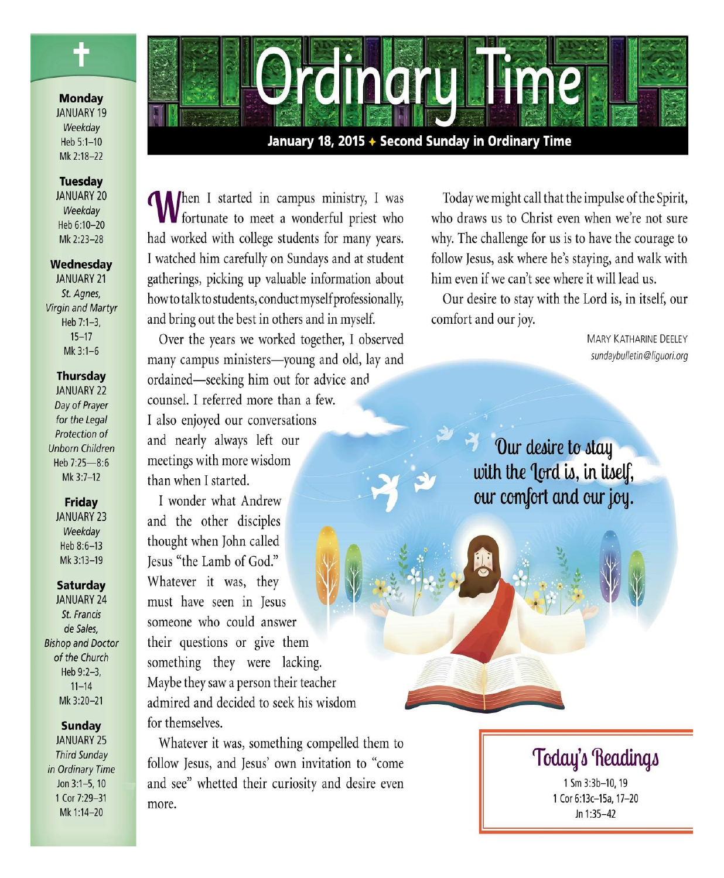# Ordinary Time

**January 18, 2015 ✦ Second Sunday in Ordinary Time**

When I started in campus ministry, I was fortunate to meet a wonderful priest who had worked with college students for many years. I watched him carefully on Sundays and at student gatherings, picking up valuable information about how to talk to students, conduct myself professionally, and bring out the best in others and in myself.

Over the years we worked together, I observed many campus ministers—young and old, lay and ordained—seeking him out for advice and counsel. I referred more than a few. I also enjoyed our conversations and nearly always left our meetings with more wisdom than when I started.

I wonder what Andrew and the other disciples thought when John called Jesus "the Lamb of God." Whatever it was, they must have seen in Jesus someone who could answer their questions or give them something they were lacking. Maybe they saw a person their teacher admired and decided to seek his wisdom for themselves.

Whatever it was, something compelled them to follow Jesus, and Jesus' own invitation to "come and see" whetted their curiosity and desire even more.

Today we might call that the impulse of the Spirit, who draws us to Christ even when we're not sure why. The challenge for us is to have the courage to follow Jesus, ask where he's staying, and walk with him even if we can't see where it will lead us.

Our desire to stay with the Lord is, in itself, our comfort and our joy.

MARY KATHARINE DEELEY
*sundaybulletin@liguori.org*

Our desire to stay with the Lord is, in itself, our comfort and our joy.

## Today's Readings

1 Sm 3:3b–10, 19
1 Cor 6:13c–15a, 17–20
Jn 1:35–42

---

**Monday**
JANUARY 19
*Weekday*
Heb 5:1–10
Mk 2:18–22

**Tuesday**
JANUARY 20
*Weekday*
Heb 6:10–20
Mk 2:23–28

**Wednesday**
JANUARY 21
*St. Agnes, Virgin and Martyr*
Heb 7:1–3, 15–17
Mk 3:1–6

**Thursday**
JANUARY 22
*Day of Prayer for the Legal Protection of Unborn Children*
Heb 7:25—8:6
Mk 3:7–12

**Friday**
JANUARY 23
*Weekday*
Heb 8:6–13
Mk 3:13–19

**Saturday**
JANUARY 24
*St. Francis de Sales, Bishop and Doctor of the Church*
Heb 9:2–3, 11–14
Mk 3:20–21

**Sunday**
JANUARY 25
*Third Sunday in Ordinary Time*
Jon 3:1–5, 10
1 Cor 7:29–31
Mk 1:14–20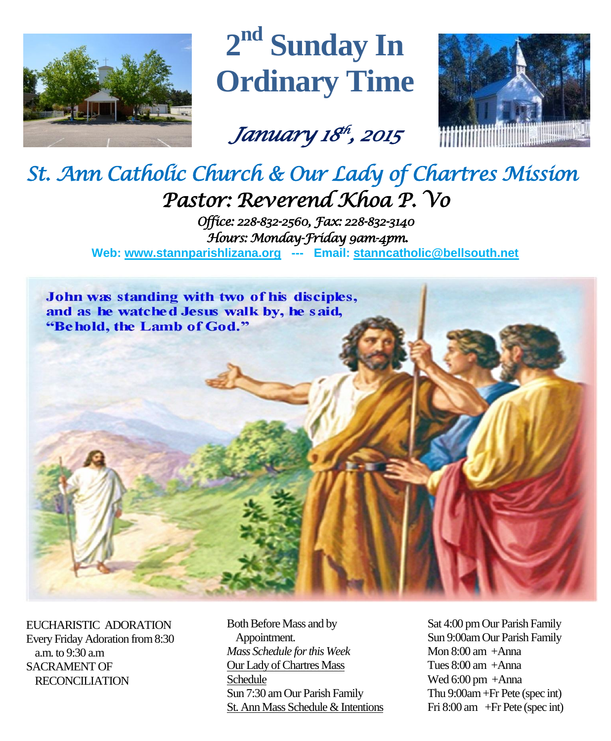# 2nd Sunday In Ordinary Time

*January 18th, 2015*

## *St. Ann Catholic Church & Our Lady of Chartres Mission*

### *Pastor: Reverend Khoa P. Vo*

*Office: 228-832-2560, Fax: 228-832-3140*
*Hours: Monday-Friday 9am-4pm.*

**Web: www.stannparishlizana.org --- Email: stanncatholic@bellsouth.net**

John was standing with two of his disciples, and as he watched Jesus walk by, he said, "Behold, the Lamb of God."

EUCHARISTIC ADORATION
Every Friday Adoration from 8:30 a.m. to 9:30 a.m
SACRAMENT OF RECONCILIATION
Both Before Mass and by Appointment.

*Mass Schedule for this Week*

Our Lady of Chartres Mass Schedule
Sun 7:30 am Our Parish Family

St. Ann Mass Schedule & Intentions
Sat 4:00 pm Our Parish Family
Sun 9:00am Our Parish Family
Mon 8:00 am +Anna
Tues 8:00 am +Anna
Wed 6:00 pm +Anna
Thu 9:00am +Fr Pete (spec int)
Fri 8:00 am +Fr Pete (spec int)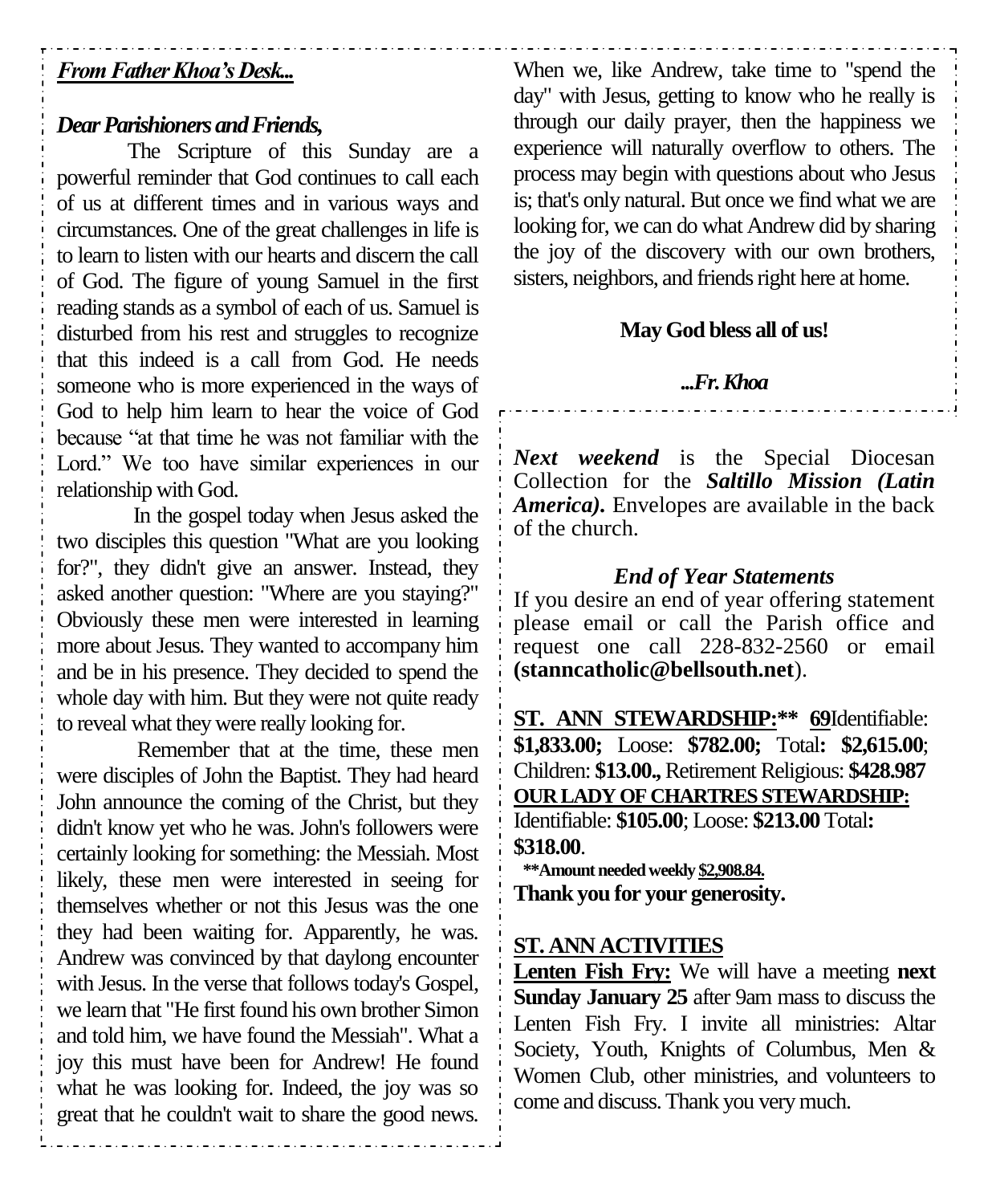***From Father Khoa's Desk...***

***Dear Parishioners and Friends,***

The Scripture of this Sunday are a powerful reminder that God continues to call each of us at different times and in various ways and circumstances. One of the great challenges in life is to learn to listen with our hearts and discern the call of God. The figure of young Samuel in the first reading stands as a symbol of each of us. Samuel is disturbed from his rest and struggles to recognize that this indeed is a call from God. He needs someone who is more experienced in the ways of God to help him learn to hear the voice of God because "at that time he was not familiar with the Lord." We too have similar experiences in our relationship with God.

In the gospel today when Jesus asked the two disciples this question "What are you looking for?", they didn't give an answer. Instead, they asked another question: "Where are you staying?" Obviously these men were interested in learning more about Jesus. They wanted to accompany him and be in his presence. They decided to spend the whole day with him. But they were not quite ready to reveal what they were really looking for.

Remember that at the time, these men were disciples of John the Baptist. They had heard John announce the coming of the Christ, but they didn't know yet who he was. John's followers were certainly looking for something: the Messiah. Most likely, these men were interested in seeing for themselves whether or not this Jesus was the one they had been waiting for. Apparently, he was. Andrew was convinced by that daylong encounter with Jesus. In the verse that follows today's Gospel, we learn that "He first found his own brother Simon and told him, we have found the Messiah". What a joy this must have been for Andrew! He found what he was looking for. Indeed, the joy was so great that he couldn't wait to share the good news. When we, like Andrew, take time to "spend the day" with Jesus, getting to know who he really is through our daily prayer, then the happiness we experience will naturally overflow to others. The process may begin with questions about who Jesus is; that's only natural. But once we find what we are looking for, we can do what Andrew did by sharing the joy of the discovery with our own brothers, sisters, neighbors, and friends right here at home.

**May God bless all of us!**

***...Fr. Khoa***

***Next weekend*** is the Special Diocesan Collection for the ***Saltillo Mission (Latin America).*** Envelopes are available in the back of the church.

***End of Year Statements***

If you desire an end of year offering statement please email or call the Parish office and request one call 228-832-2560 or email **(stanncatholic@bellsouth.net)**.

**ST. ANN STEWARDSHIP:\*\* 69** Identifiable: **$1,833.00;** Loose: **$782.00;** Total**: $2,615.00**; Children: **$13.00.,** Retirement Religious: **$428.987**

**OUR LADY OF CHARTRES STEWARDSHIP:** Identifiable: **$105.00**; Loose: **$213.00** Total**: $318.00**.

**\*\*Amount needed weekly $2,908.84.**

**Thank you for your generosity.**

**ST. ANN ACTIVITIES**

**Lenten Fish Fry:** We will have a meeting **next Sunday January 25** after 9am mass to discuss the Lenten Fish Fry. I invite all ministries: Altar Society, Youth, Knights of Columbus, Men & Women Club, other ministries, and volunteers to come and discuss. Thank you very much.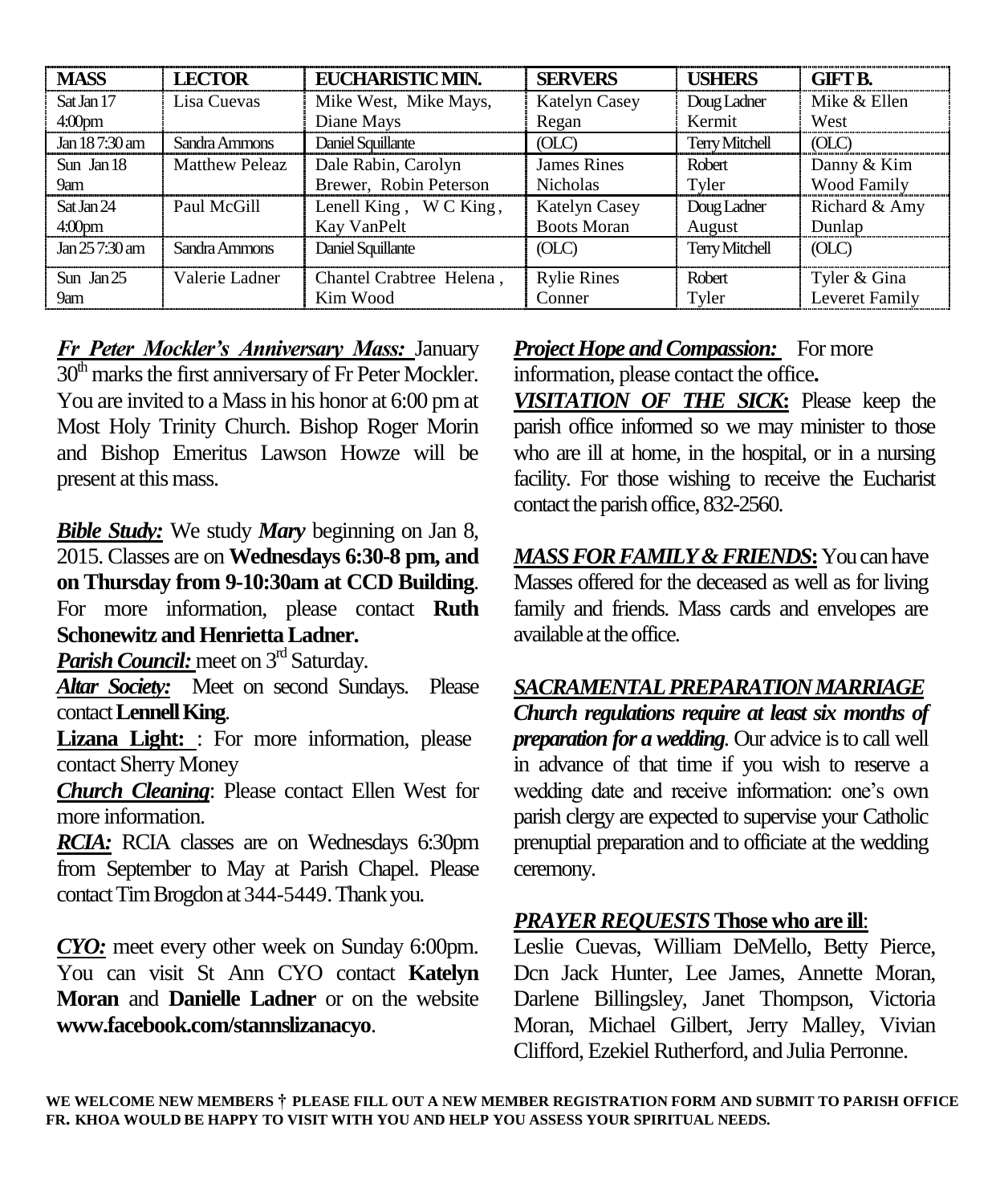| MASS | LECTOR | EUCHARISTIC MIN. | SERVERS | USHERS | GIFT B. |
|---|---|---|---|---|---|
| Sat Jan 17 4:00pm | Lisa Cuevas | Mike West, Mike Mays, Diane Mays | Katelyn Casey Regan | Doug Ladner Kermit | Mike & Ellen West |
| Jan 18 7:30 am | Sandra Ammons | Daniel Squillante | (OLC) | Terry Mitchell | (OLC) |
| Sun Jan 18 9am | Matthew Peleaz | Dale Rabin, Carolyn Brewer, Robin Peterson | James Rines Nicholas | Robert Tyler | Danny & Kim Wood Family |
| Sat Jan 24 4:00pm | Paul McGill | Lenell King, W C King, Kay VanPelt | Katelyn Casey Boots Moran | Doug Ladner August | Richard & Amy Dunlap |
| Jan 25 7:30 am | Sandra Ammons | Daniel Squillante | (OLC) | Terry Mitchell | (OLC) |
| Sun Jan 25 9am | Valerie Ladner | Chantel Crabtree Helena, Kim Wood | Rylie Rines Conner | Robert Tyler | Tyler & Gina Leveret Family |

***Fr Peter Mockler's Anniversary Mass:*** January 30th marks the first anniversary of Fr Peter Mockler. You are invited to a Mass in his honor at 6:00 pm at Most Holy Trinity Church. Bishop Roger Morin and Bishop Emeritus Lawson Howze will be present at this mass.

***Bible Study:*** We study ***Mary*** beginning on Jan 8, 2015. Classes are on **Wednesdays 6:30-8 pm, and on Thursday from 9-10:30am at CCD Building**. For more information, please contact **Ruth Schonewitz and Henrietta Ladner.**

***Parish Council:*** meet on 3rd Saturday.

***Altar Society:*** Meet on second Sundays. Please contact **Lennell King**.

**Lizana Light:** : For more information, please contact Sherry Money

***Church Cleaning***: Please contact Ellen West for more information.

***RCIA:*** RCIA classes are on Wednesdays 6:30pm from September to May at Parish Chapel. Please contact Tim Brogdon at 344-5449. Thank you.

***CYO:*** meet every other week on Sunday 6:00pm. You can visit St Ann CYO contact **Katelyn Moran** and **Danielle Ladner** or on the website **www.facebook.com/stannslizanacyo**.

***Project Hope and Compassion:*** For more information, please contact the office**.**

***VISITATION OF THE SICK*:** Please keep the parish office informed so we may minister to those who are ill at home, in the hospital, or in a nursing facility. For those wishing to receive the Eucharist contact the parish office, 832-2560.

***MASS FOR FAMILY & FRIENDS*:** You can have Masses offered for the deceased as well as for living family and friends. Mass cards and envelopes are available at the office.

***SACRAMENTAL PREPARATION MARRIAGE***

***Church regulations require at least six months of preparation for a wedding***. Our advice is to call well in advance of that time if you wish to reserve a wedding date and receive information: one's own parish clergy are expected to supervise your Catholic prenuptial preparation and to officiate at the wedding ceremony.

***PRAYER REQUESTS* Those who are ill**:

Leslie Cuevas, William DeMello, Betty Pierce, Dcn Jack Hunter, Lee James, Annette Moran, Darlene Billingsley, Janet Thompson, Victoria Moran, Michael Gilbert, Jerry Malley, Vivian Clifford, Ezekiel Rutherford, and Julia Perronne.

**WE WELCOME NEW MEMBERS † PLEASE FILL OUT A NEW MEMBER REGISTRATION FORM AND SUBMIT TO PARISH OFFICE FR. KHOA WOULD BE HAPPY TO VISIT WITH YOU AND HELP YOU ASSESS YOUR SPIRITUAL NEEDS.**